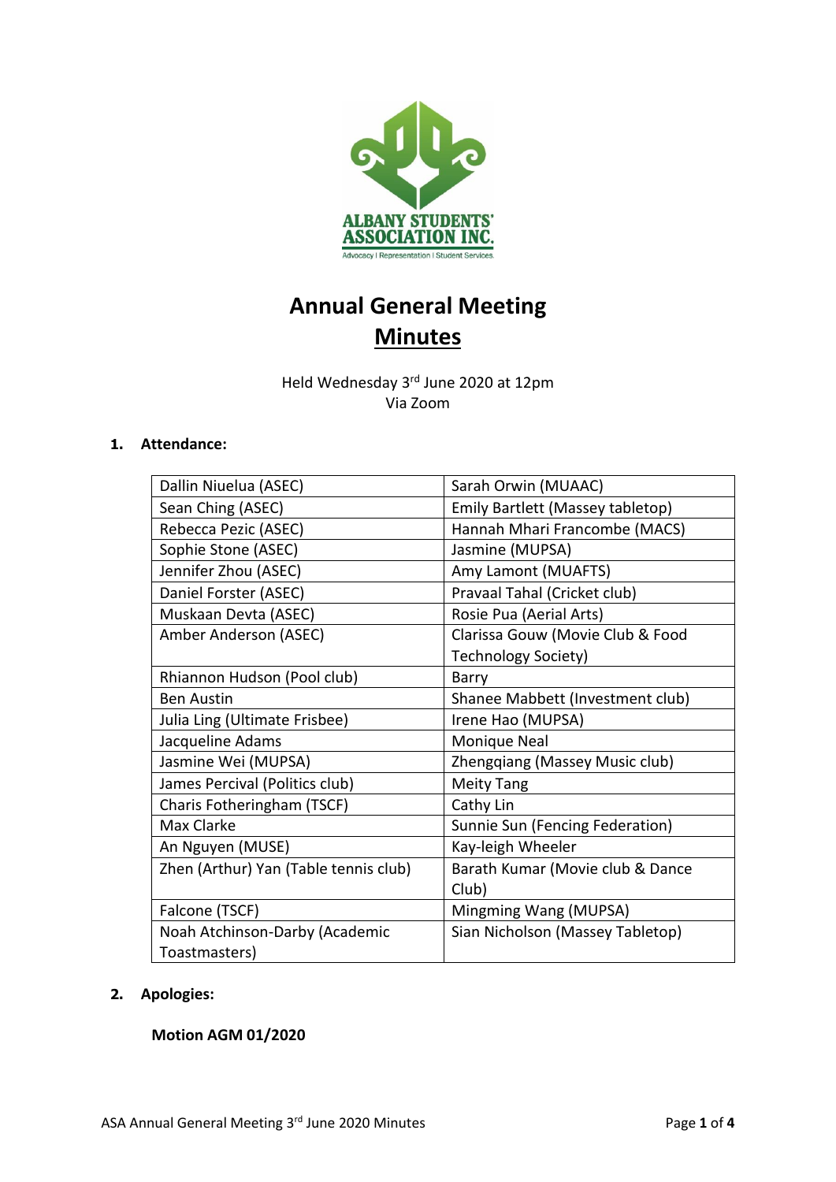ALBANY STUDENTS' ASSOCIATION INC.

Advocacy | Representation | Student Services

# Annual General Meeting
# Minutes

Held Wednesday 3rd June 2020 at 12pm
Via Zoom

## 1. Attendance:

| | |
|---|---|
| Dallin Niuelua (ASEC) | Sarah Orwin (MUAAC) |
| Sean Ching (ASEC) | Emily Bartlett (Massey tabletop) |
| Rebecca Pezic (ASEC) | Hannah Mhari Francombe (MACS) |
| Sophie Stone (ASEC) | Jasmine (MUPSA) |
| Jennifer Zhou (ASEC) | Amy Lamont (MUAFTS) |
| Daniel Forster (ASEC) | Pravaal Tahal (Cricket club) |
| Muskaan Devta (ASEC) | Rosie Pua (Aerial Arts) |
| Amber Anderson (ASEC) | Clarissa Gouw (Movie Club & Food Technology Society) |
| Rhiannon Hudson (Pool club) | Barry |
| Ben Austin | Shanee Mabbett (Investment club) |
| Julia Ling (Ultimate Frisbee) | Irene Hao (MUPSA) |
| Jacqueline Adams | Monique Neal |
| Jasmine Wei (MUPSA) | Zhengqiang (Massey Music club) |
| James Percival (Politics club) | Meity Tang |
| Charis Fotheringham (TSCF) | Cathy Lin |
| Max Clarke | Sunnie Sun (Fencing Federation) |
| An Nguyen (MUSE) | Kay-leigh Wheeler |
| Zhen (Arthur) Yan (Table tennis club) | Barath Kumar (Movie club & Dance Club) |
| Falcone (TSCF) | Mingming Wang (MUPSA) |
| Noah Atchinson-Darby (Academic Toastmasters) | Sian Nicholson (Massey Tabletop) |

## 2. Apologies:

**Motion AGM 01/2020**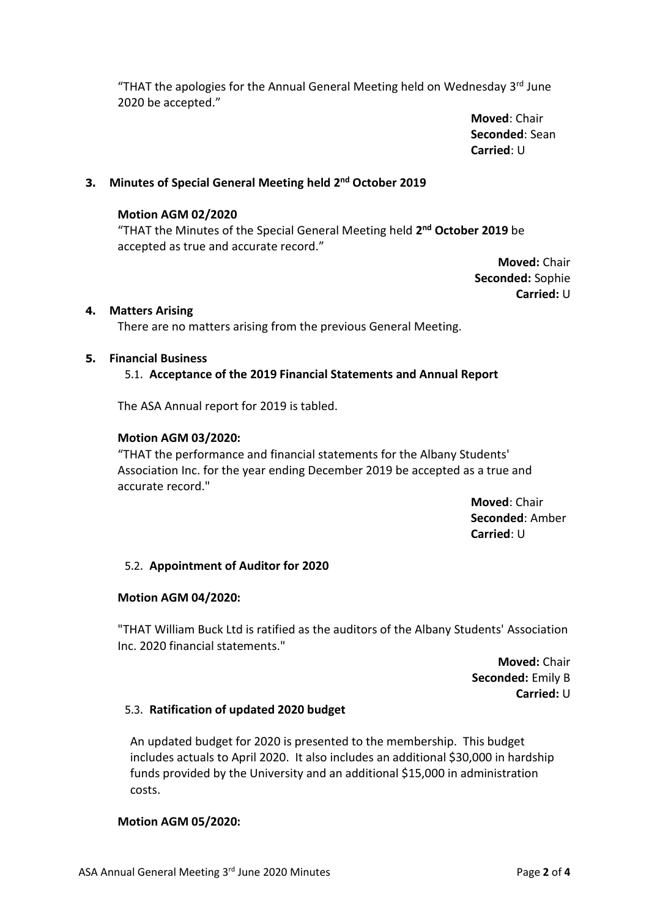"THAT the apologies for the Annual General Meeting held on Wednesday 3rd June 2020 be accepted."

**Moved**: Chair
**Seconded**: Sean
**Carried**: U

## 3. Minutes of Special General Meeting held 2nd October 2019

**Motion AGM 02/2020**

"THAT the Minutes of the Special General Meeting held **2nd October 2019** be accepted as true and accurate record."

**Moved:** Chair
**Seconded:** Sophie
**Carried:** U

## 4. Matters Arising

There are no matters arising from the previous General Meeting.

## 5. Financial Business

### 5.1. Acceptance of the 2019 Financial Statements and Annual Report

The ASA Annual report for 2019 is tabled.

**Motion AGM 03/2020:**

"THAT the performance and financial statements for the Albany Students' Association Inc. for the year ending December 2019 be accepted as a true and accurate record."

**Moved**: Chair
**Seconded**: Amber
**Carried**: U

### 5.2. Appointment of Auditor for 2020

**Motion AGM 04/2020:**

"THAT William Buck Ltd is ratified as the auditors of the Albany Students' Association Inc. 2020 financial statements."

**Moved:** Chair
**Seconded:** Emily B
**Carried:** U

### 5.3. Ratification of updated 2020 budget

An updated budget for 2020 is presented to the membership. This budget includes actuals to April 2020. It also includes an additional $30,000 in hardship funds provided by the University and an additional $15,000 in administration costs.

**Motion AGM 05/2020:**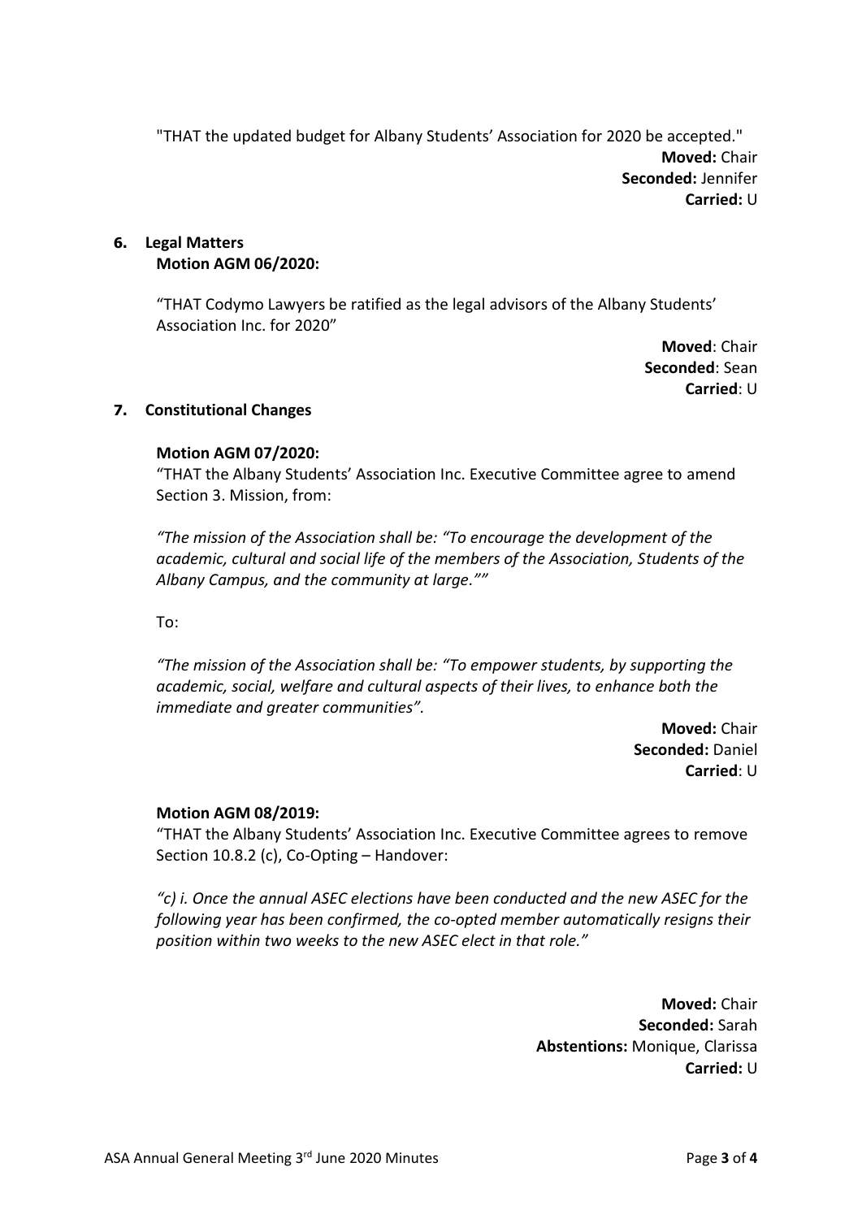"THAT the updated budget for Albany Students' Association for 2020 be accepted."

**Moved:** Chair
**Seconded:** Jennifer
**Carried:** U

## 6. Legal Matters

**Motion AGM 06/2020:**

"THAT Codymo Lawyers be ratified as the legal advisors of the Albany Students' Association Inc. for 2020"

**Moved**: Chair
**Seconded**: Sean
**Carried**: U

## 7. Constitutional Changes

**Motion AGM 07/2020:**

"THAT the Albany Students' Association Inc. Executive Committee agree to amend Section 3. Mission, from:

*"The mission of the Association shall be: "To encourage the development of the academic, cultural and social life of the members of the Association, Students of the Albany Campus, and the community at large.""*

To:

*"The mission of the Association shall be: "To empower students, by supporting the academic, social, welfare and cultural aspects of their lives, to enhance both the immediate and greater communities".*

**Moved:** Chair
**Seconded:** Daniel
**Carried**: U

**Motion AGM 08/2019:**

"THAT the Albany Students' Association Inc. Executive Committee agrees to remove Section 10.8.2 (c), Co-Opting – Handover:

*"c) i. Once the annual ASEC elections have been conducted and the new ASEC for the following year has been confirmed, the co-opted member automatically resigns their position within two weeks to the new ASEC elect in that role."*

**Moved:** Chair
**Seconded:** Sarah
**Abstentions:** Monique, Clarissa
**Carried:** U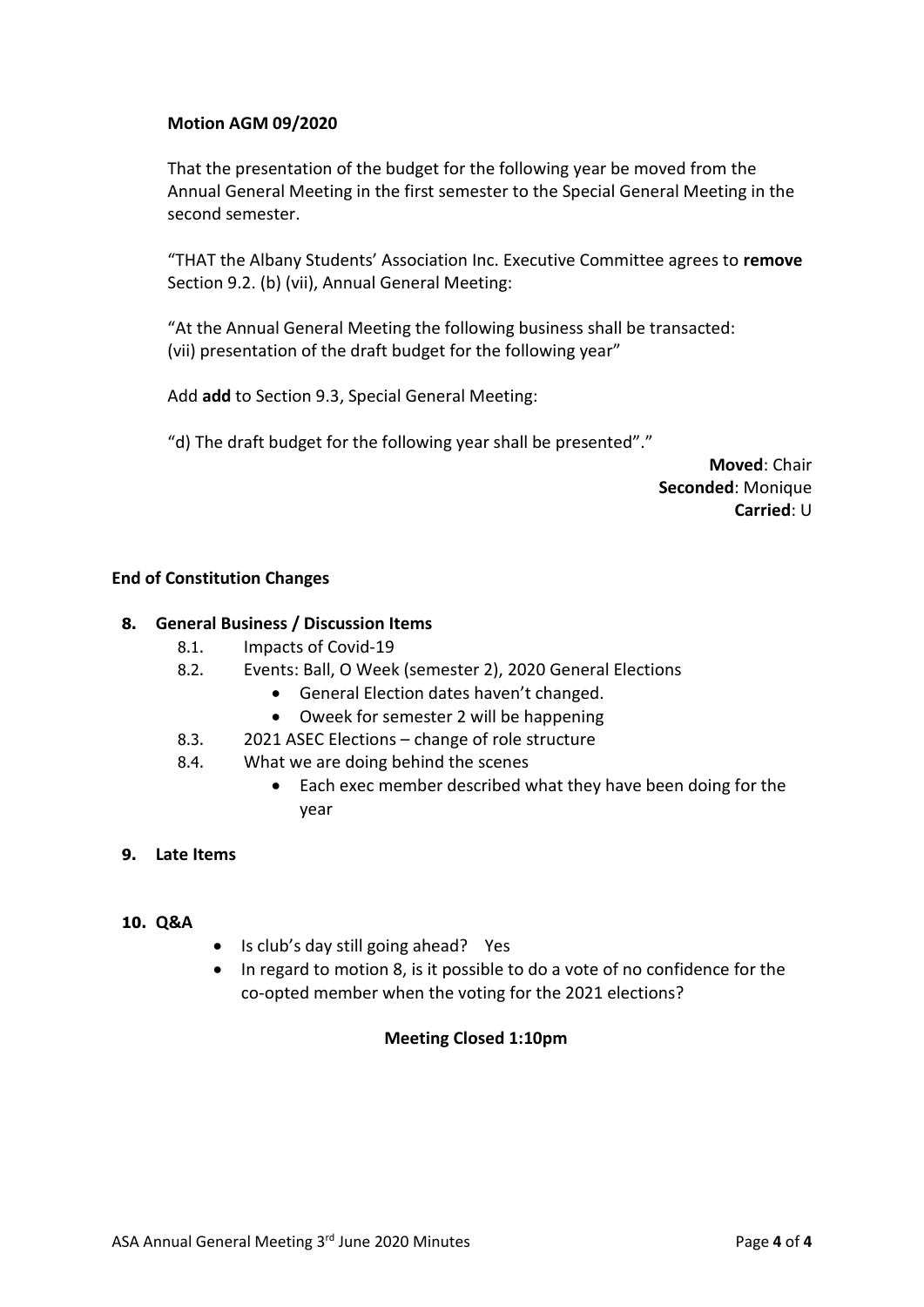**Motion AGM 09/2020**

That the presentation of the budget for the following year be moved from the Annual General Meeting in the first semester to the Special General Meeting in the second semester.

"THAT the Albany Students' Association Inc. Executive Committee agrees to **remove** Section 9.2. (b) (vii), Annual General Meeting:

"At the Annual General Meeting the following business shall be transacted:
(vii) presentation of the draft budget for the following year"

Add **add** to Section 9.3, Special General Meeting:

"d) The draft budget for the following year shall be presented"."

**Moved**: Chair
**Seconded**: Monique
**Carried**: U

**End of Constitution Changes**

**8. General Business / Discussion Items**

- 8.1. Impacts of Covid-19
- 8.2. Events: Ball, O Week (semester 2), 2020 General Elections
  - General Election dates haven't changed.
  - Oweek for semester 2 will be happening
- 8.3. 2021 ASEC Elections – change of role structure
- 8.4. What we are doing behind the scenes
  - Each exec member described what they have been doing for the year

**9. Late Items**

**10. Q&A**

- Is club's day still going ahead? Yes
- In regard to motion 8, is it possible to do a vote of no confidence for the co-opted member when the voting for the 2021 elections?

**Meeting Closed 1:10pm**